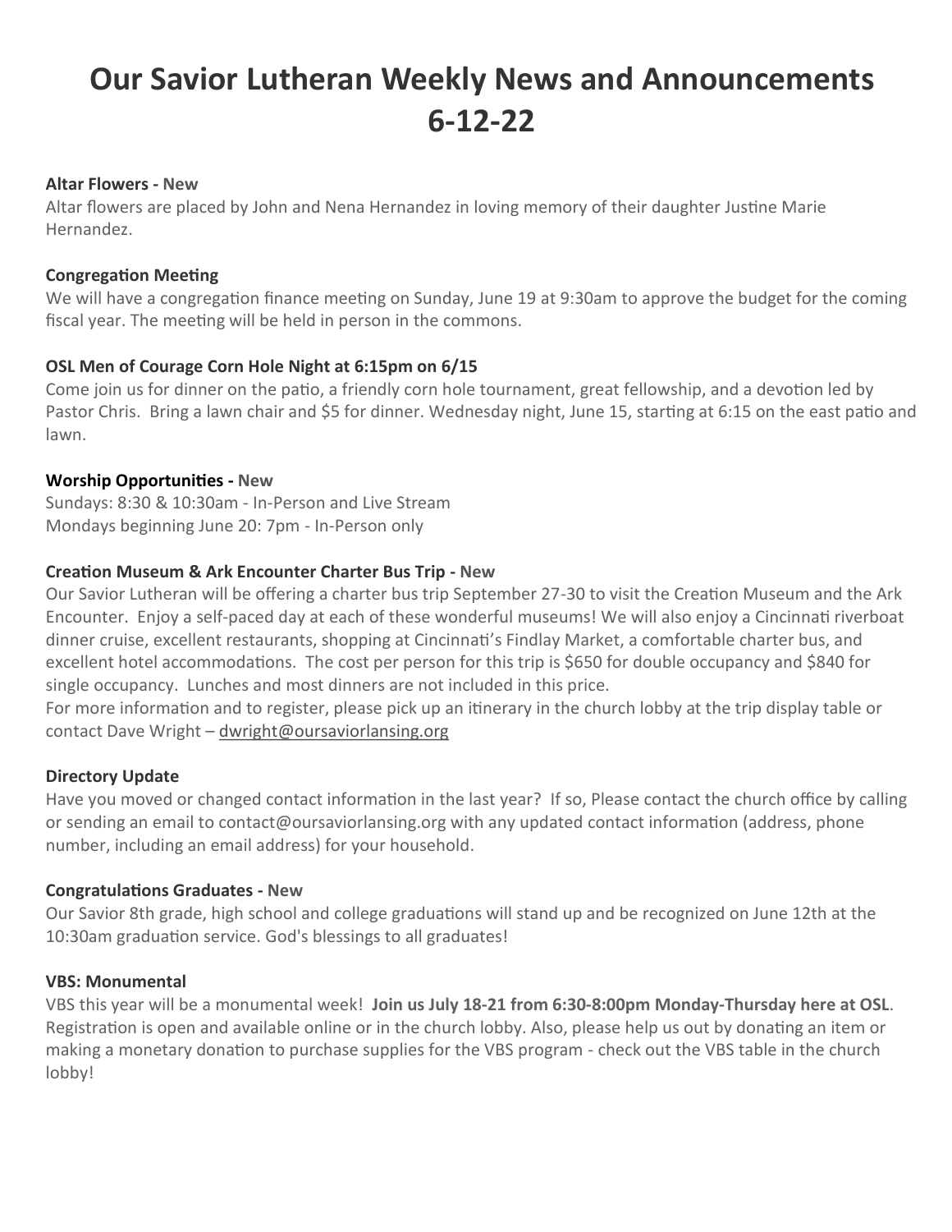# Our Savior Lutheran Weekly News and Announcements 6-12-22

**Altar Flowers - New**
Altar flowers are placed by John and Nena Hernandez in loving memory of their daughter Justine Marie Hernandez.

**Congregation Meeting**
We will have a congregation finance meeting on Sunday, June 19 at 9:30am to approve the budget for the coming fiscal year. The meeting will be held in person in the commons.

**OSL Men of Courage Corn Hole Night at 6:15pm on 6/15**
Come join us for dinner on the patio, a friendly corn hole tournament, great fellowship, and a devotion led by Pastor Chris. Bring a lawn chair and $5 for dinner. Wednesday night, June 15, starting at 6:15 on the east patio and lawn.

**Worship Opportunities - New**
Sundays: 8:30 & 10:30am - In-Person and Live Stream
Mondays beginning June 20: 7pm - In-Person only

**Creation Museum & Ark Encounter Charter Bus Trip - New**
Our Savior Lutheran will be offering a charter bus trip September 27-30 to visit the Creation Museum and the Ark Encounter. Enjoy a self-paced day at each of these wonderful museums! We will also enjoy a Cincinnati riverboat dinner cruise, excellent restaurants, shopping at Cincinnati's Findlay Market, a comfortable charter bus, and excellent hotel accommodations. The cost per person for this trip is $650 for double occupancy and $840 for single occupancy. Lunches and most dinners are not included in this price.
For more information and to register, please pick up an itinerary in the church lobby at the trip display table or contact Dave Wright – dwright@oursaviorlansing.org

**Directory Update**
Have you moved or changed contact information in the last year? If so, Please contact the church office by calling or sending an email to contact@oursaviorlansing.org with any updated contact information (address, phone number, including an email address) for your household.

**Congratulations Graduates - New**
Our Savior 8th grade, high school and college graduations will stand up and be recognized on June 12th at the 10:30am graduation service. God's blessings to all graduates!

**VBS: Monumental**
VBS this year will be a monumental week! **Join us July 18-21 from 6:30-8:00pm Monday-Thursday here at OSL**. Registration is open and available online or in the church lobby. Also, please help us out by donating an item or making a monetary donation to purchase supplies for the VBS program - check out the VBS table in the church lobby!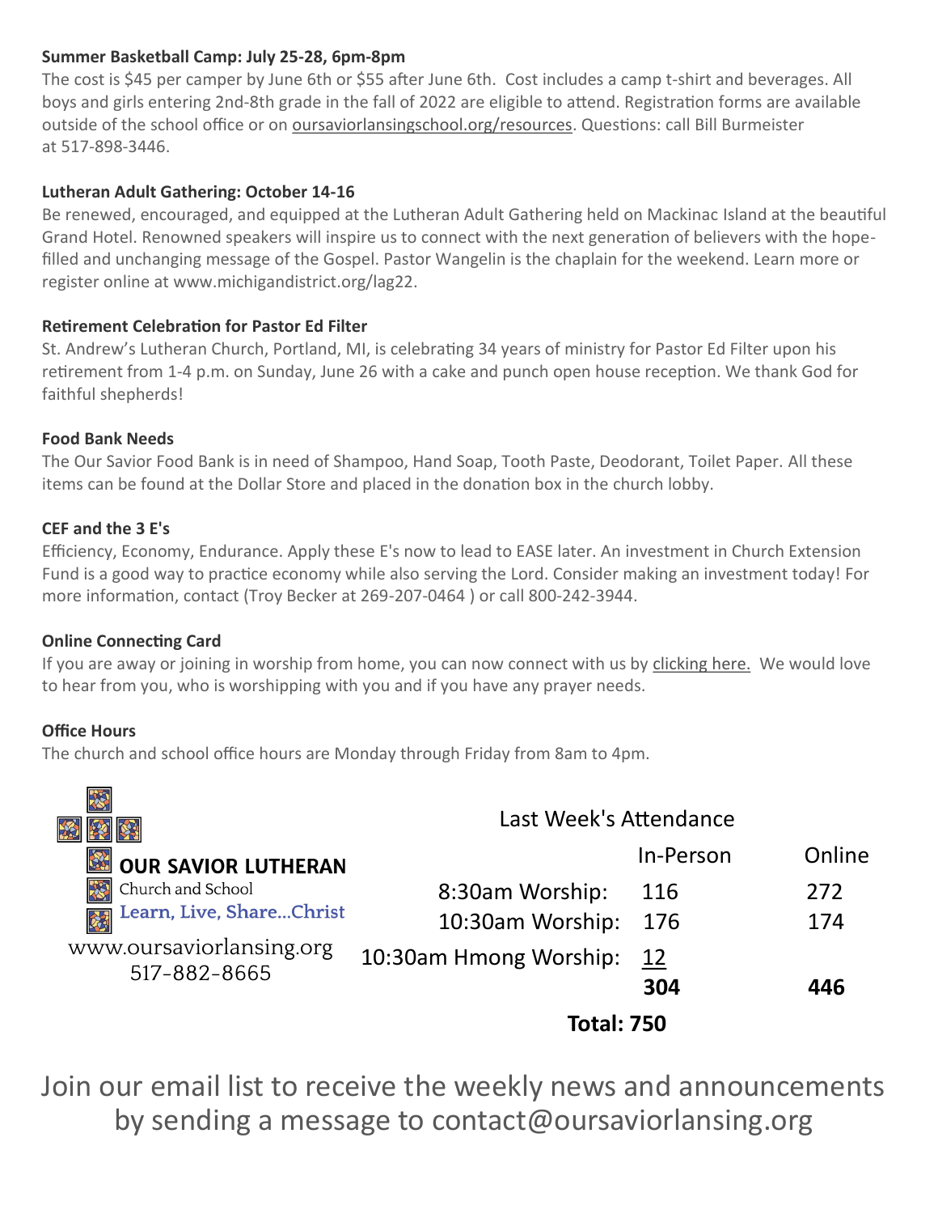**Summer Basketball Camp: July 25-28, 6pm-8pm**

The cost is $45 per camper by June 6th or $55 after June 6th. Cost includes a camp t-shirt and beverages. All boys and girls entering 2nd-8th grade in the fall of 2022 are eligible to attend. Registration forms are available outside of the school office or on oursaviorlansingschool.org/resources. Questions: call Bill Burmeister at 517-898-3446.

**Lutheran Adult Gathering: October 14-16**

Be renewed, encouraged, and equipped at the Lutheran Adult Gathering held on Mackinac Island at the beautiful Grand Hotel. Renowned speakers will inspire us to connect with the next generation of believers with the hope-filled and unchanging message of the Gospel. Pastor Wangelin is the chaplain for the weekend. Learn more or register online at www.michigandistrict.org/lag22.

**Retirement Celebration for Pastor Ed Filter**

St. Andrew's Lutheran Church, Portland, MI, is celebrating 34 years of ministry for Pastor Ed Filter upon his retirement from 1-4 p.m. on Sunday, June 26 with a cake and punch open house reception. We thank God for faithful shepherds!

**Food Bank Needs**

The Our Savior Food Bank is in need of Shampoo, Hand Soap, Tooth Paste, Deodorant, Toilet Paper. All these items can be found at the Dollar Store and placed in the donation box in the church lobby.

**CEF and the 3 E's**

Efficiency, Economy, Endurance. Apply these E's now to lead to EASE later. An investment in Church Extension Fund is a good way to practice economy while also serving the Lord. Consider making an investment today! For more information, contact (Troy Becker at 269-207-0464 ) or call 800-242-3944.

**Online Connecting Card**

If you are away or joining in worship from home, you can now connect with us by clicking here. We would love to hear from you, who is worshipping with you and if you have any prayer needs.

**Office Hours**

The church and school office hours are Monday through Friday from 8am to 4pm.

**OUR SAVIOR LUTHERAN**
Church and School
Learn, Live, Share...Christ
www.oursaviorlansing.org
517-882-8665

Last Week's Attendance

| | In-Person | Online |
|---|---|---|
| 8:30am Worship: | 116 | 272 |
| 10:30am Worship: | 176 | 174 |
| 10:30am Hmong Worship: | 12 | |
| | **304** | **446** |

**Total: 750**

Join our email list to receive the weekly news and announcements by sending a message to contact@oursaviorlansing.org